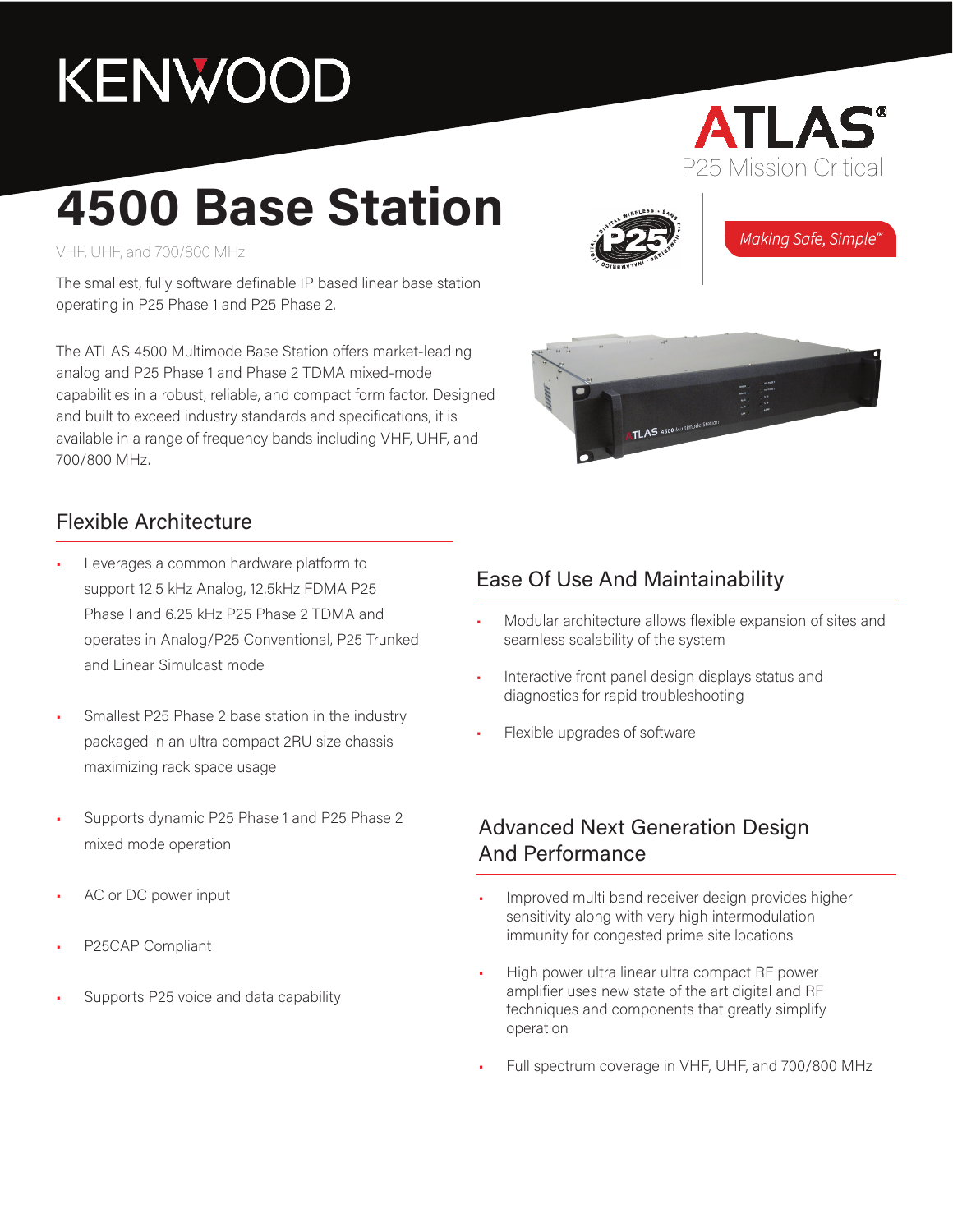KENWOOD

ATLAS®
P25 Mission Critical

*Making Safe, Simple™*

# 4500 Base Station

VHF, UHF, and 700/800 MHz

The smallest, fully software definable IP based linear base station operating in P25 Phase 1 and P25 Phase 2.

The ATLAS 4500 Multimode Base Station offers market-leading analog and P25 Phase 1 and Phase 2 TDMA mixed-mode capabilities in a robust, reliable, and compact form factor. Designed and built to exceed industry standards and specifications, it is available in a range of frequency bands including VHF, UHF, and 700/800 MHz.

## Flexible Architecture

- Leverages a common hardware platform to support 12.5 kHz Analog, 12.5kHz FDMA P25 Phase I and 6.25 kHz P25 Phase 2 TDMA and operates in Analog/P25 Conventional, P25 Trunked and Linear Simulcast mode
- Smallest P25 Phase 2 base station in the industry packaged in an ultra compact 2RU size chassis maximizing rack space usage
- Supports dynamic P25 Phase 1 and P25 Phase 2 mixed mode operation
- AC or DC power input
- P25CAP Compliant
- Supports P25 voice and data capability

## Ease Of Use And Maintainability

- Modular architecture allows flexible expansion of sites and seamless scalability of the system
- Interactive front panel design displays status and diagnostics for rapid troubleshooting
- Flexible upgrades of software

## Advanced Next Generation Design And Performance

- Improved multi band receiver design provides higher sensitivity along with very high intermodulation immunity for congested prime site locations
- High power ultra linear ultra compact RF power amplifier uses new state of the art digital and RF techniques and components that greatly simplify operation
- Full spectrum coverage in VHF, UHF, and 700/800 MHz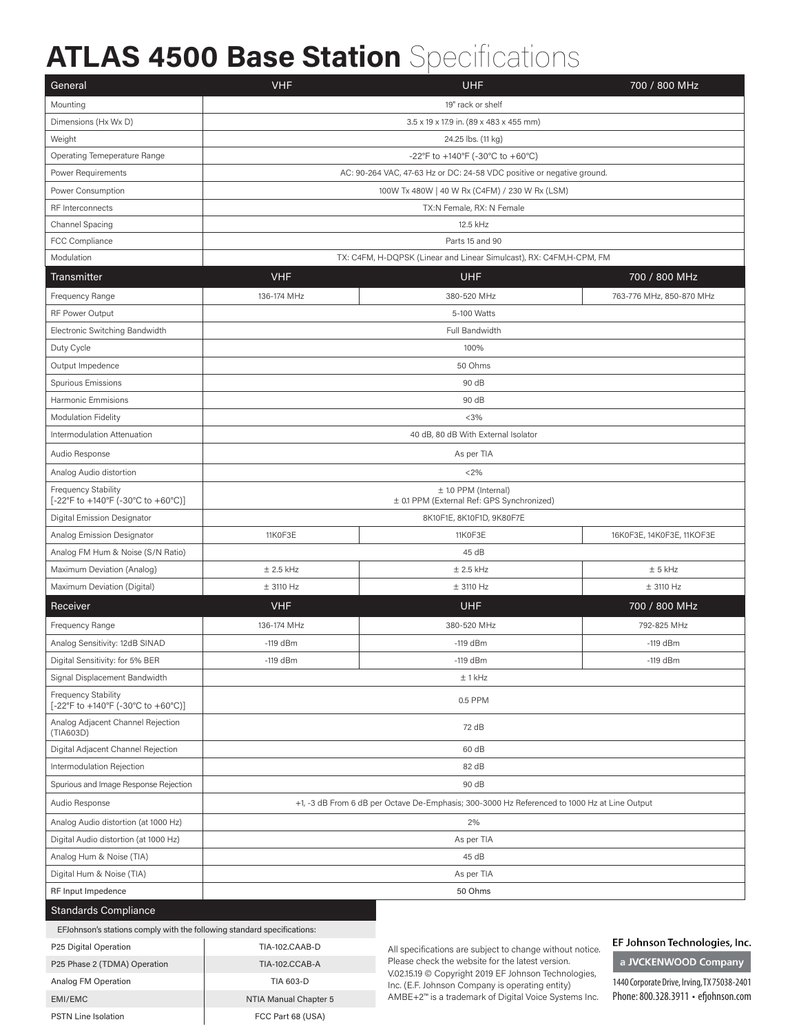# ATLAS 4500 Base Station Specifications

| General | VHF | UHF | 700 / 800 MHz |
|---|---|---|---|
| Mounting | 19" rack or shelf | | |
| Dimensions (Hx Wx D) | 3.5 x 19 x 17.9 in. (89 x 483 x 455 mm) | | |
| Weight | 24.25 lbs. (11 kg) | | |
| Operating Temeperature Range | -22°F to +140°F (-30°C to +60°C) | | |
| Power Requirements | AC: 90-264 VAC, 47-63 Hz or DC: 24-58 VDC positive or negative ground. | | |
| Power Consumption | 100W Tx 480W \| 40 W Rx (C4FM) / 230 W Rx (LSM) | | |
| RF Interconnects | TX:N Female, RX: N Female | | |
| Channel Spacing | 12.5 kHz | | |
| FCC Compliance | Parts 15 and 90 | | |
| Modulation | TX: C4FM, H-DQPSK (Linear and Linear Simulcast), RX: C4FM,H-CPM, FM | | |

| Transmitter | VHF | UHF | 700 / 800 MHz |
|---|---|---|---|
| Frequency Range | 136-174 MHz | 380-520 MHz | 763-776 MHz, 850-870 MHz |
| RF Power Output | 5-100 Watts | | |
| Electronic Switching Bandwidth | Full Bandwidth | | |
| Duty Cycle | 100% | | |
| Output Impedence | 50 Ohms | | |
| Spurious Emissions | 90 dB | | |
| Harmonic Emmisions | 90 dB | | |
| Modulation Fidelity | <3% | | |
| Intermodulation Attenuation | 40 dB, 80 dB With External Isolator | | |
| Audio Response | As per TIA | | |
| Analog Audio distortion | <2% | | |
| Frequency Stability [-22°F to +140°F (-30°C to +60°C)] | ± 1.0 PPM (Internal) ± 0.1 PPM (External Ref: GPS Synchronized) | | |
| Digital Emission Designator | 8K10F1E, 8K10F1D, 9K80F7E | | |
| Analog Emission Designator | 11K0F3E | 11K0F3E | 16K0F3E, 14K0F3E, 11KOF3E |
| Analog FM Hum & Noise (S/N Ratio) | 45 dB | | |
| Maximum Deviation (Analog) | ± 2.5 kHz | ± 2.5 kHz | ± 5 kHz |
| Maximum Deviation (Digital) | ± 3110 Hz | ± 3110 Hz | ± 3110 Hz |

| Receiver | VHF | UHF | 700 / 800 MHz |
|---|---|---|---|
| Frequency Range | 136-174 MHz | 380-520 MHz | 792-825 MHz |
| Analog Sensitivity: 12dB SINAD | -119 dBm | -119 dBm | -119 dBm |
| Digital Sensitivity: for 5% BER | -119 dBm | -119 dBm | -119 dBm |
| Signal Displacement Bandwidth | ± 1 kHz | | |
| Frequency Stability [-22°F to +140°F (-30°C to +60°C)] | 0.5 PPM | | |
| Analog Adjacent Channel Rejection (TIA603D) | 72 dB | | |
| Digital Adjacent Channel Rejection | 60 dB | | |
| Intermodulation Rejection | 82 dB | | |
| Spurious and Image Response Rejection | 90 dB | | |
| Audio Response | +1, -3 dB From 6 dB per Octave De-Emphasis; 300-3000 Hz Referenced to 1000 Hz at Line Output | | |
| Analog Audio distortion (at 1000 Hz) | 2% | | |
| Digital Audio distortion (at 1000 Hz) | As per TIA | | |
| Analog Hum & Noise (TIA) | 45 dB | | |
| Digital Hum & Noise (TIA) | As per TIA | | |
| RF Input Impedence | 50 Ohms | | |

## Standards Compliance

EFJohnson's stations comply with the following standard specifications:

| | |
|---|---|
| P25 Digital Operation | TIA-102.CAAB-D |
| P25 Phase 2 (TDMA) Operation | TIA-102.CCAB-A |
| Analog FM Operation | TIA 603-D |
| EMI/EMC | NTIA Manual Chapter 5 |
| PSTN Line Isolation | FCC Part 68 (USA) |

All specifications are subject to change without notice. Please check the website for the latest version. V.02.15.19 © Copyright 2019 EF Johnson Technologies, Inc. (E.F. Johnson Company is operating entity) AMBE+2™ is a trademark of Digital Voice Systems Inc.

EF Johnson Technologies, Inc.
a JVCKENWOOD Company
1440 Corporate Drive, Irving, TX 75038-2401
Phone: 800.328.3911 • efjohnson.com